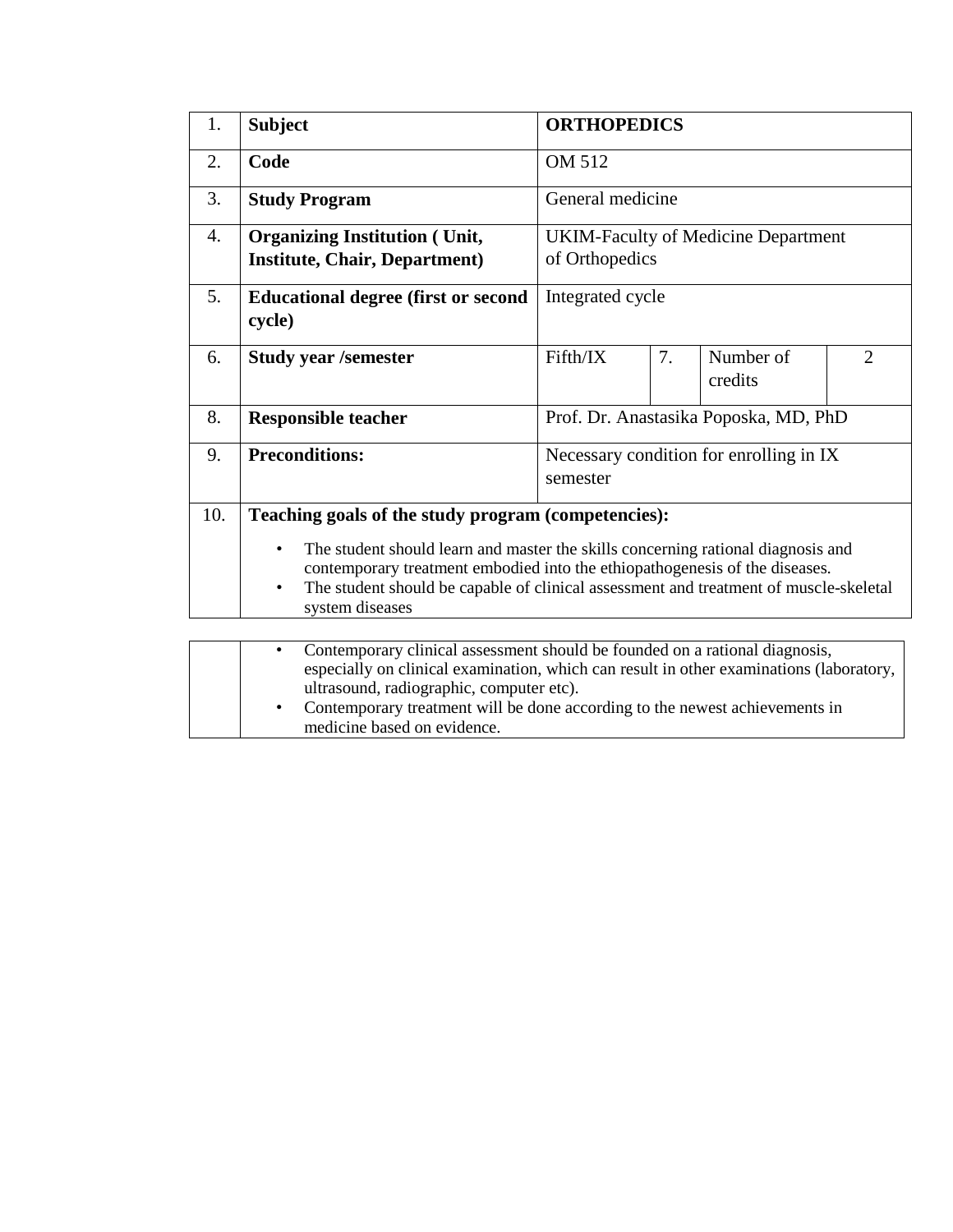| 1. | **Subject** | **ORTHOPEDICS** | | | |
|---|---|---|---|---|---|
| 2. | **Code** | OM 512 | | | |
| 3. | **Study Program** | General medicine | | | |
| 4. | **Organizing Institution ( Unit, Institute, Chair, Department)** | UKIM-Faculty of Medicine Department of Orthopedics | | | |
| 5. | **Educational degree (first or second cycle)** | Integrated cycle | | | |
| 6. | **Study year /semester** | Fifth/IX | 7. | Number of credits | 2 |
| 8. | **Responsible teacher** | Prof. Dr. Anastasika Poposka, MD, PhD | | | |
| 9. | **Preconditions:** | Necessary condition for enrolling in IX semester | | | |
| 10. | **Teaching goals of the study program (competencies):** | | | | |

- The student should learn and master the skills concerning rational diagnosis and contemporary treatment embodied into the ethiopathogenesis of the diseases.
- The student should be capable of clinical assessment and treatment of muscle-skeletal system diseases
- Contemporary clinical assessment should be founded on a rational diagnosis, especially on clinical examination, which can result in other examinations (laboratory, ultrasound, radiographic, computer etc).
- Contemporary treatment will be done according to the newest achievements in medicine based on evidence.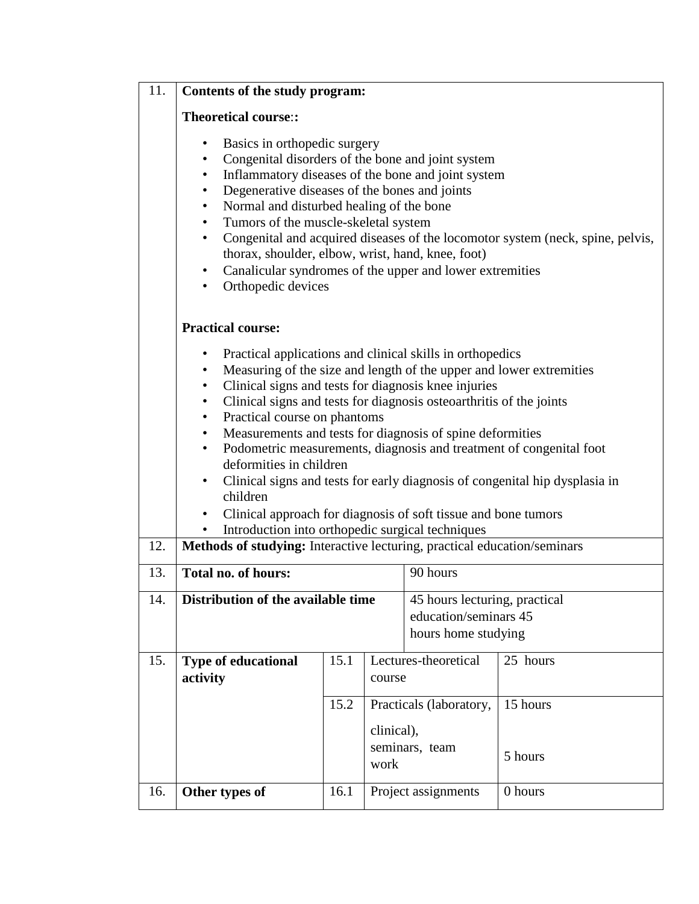| | | | | |
|---|---|---|---|---|
| 11. | **Contents of the study program:**<br><br>**Theoretical course**::<br><br>• Basics in orthopedic surgery<br>• Congenital disorders of the bone and joint system<br>• Inflammatory diseases of the bone and joint system<br>• Degenerative diseases of the bones and joints<br>• Normal and disturbed healing of the bone<br>• Tumors of the muscle-skeletal system<br>• Congenital and acquired diseases of the locomotor system (neck, spine, pelvis, thorax, shoulder, elbow, wrist, hand, knee, foot)<br>• Canalicular syndromes of the upper and lower extremities<br>• Orthopedic devices<br><br>**Practical course:**<br><br>• Practical applications and clinical skills in orthopedics<br>• Measuring of the size and length of the upper and lower extremities<br>• Clinical signs and tests for diagnosis knee injuries<br>• Clinical signs and tests for diagnosis osteoarthritis of the joints<br>• Practical course on phantoms<br>• Measurements and tests for diagnosis of spine deformities<br>• Podometric measurements, diagnosis and treatment of congenital foot deformities in children<br>• Clinical signs and tests for early diagnosis of congenital hip dysplasia in children<br>• Clinical approach for diagnosis of soft tissue and bone tumors<br>• Introduction into orthopedic surgical techniques | | | |
| 12. | **Methods of studying:** Interactive lecturing, practical education/seminars | | | |
| 13. | **Total no. of hours:** | | 90 hours | |
| 14. | **Distribution of the available time** | | 45 hours lecturing, practical education/seminars 45 hours home studying | |
| 15. | **Type of educational activity** | 15.1 | Lectures-theoretical course | 25 hours |
| | | 15.2 | Practicals (laboratory, clinical), seminars, team work | 15 hours<br><br>5 hours |
| 16. | **Other types of** | 16.1 | Project assignments | 0 hours |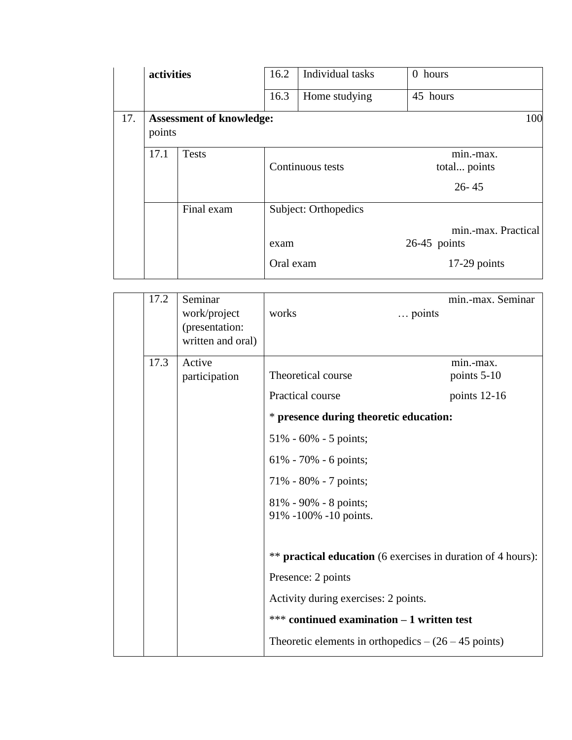| | | | | |
|---|---|---|---|---|
| | **activities** | 16.2 | Individual tasks | 0 hours |
| | | 16.3 | Home studying | 45 hours |
| 17. | **Assessment of knowledge:** 100 points | | | |
| | 17.1 | Tests | Continuous tests min.-max. total... points 26- 45 | |
| | | Final exam | Subject: Orthopedics<br><br>exam min.-max. Practical 26-45 points<br><br>Oral exam 17-29 points | |

| | | | |
|---|---|---|---|
| | 17.2 | Seminar work/project (presentation: written and oral) | works min.-max. Seminar … points |
| | 17.3 | Active participation | Theoretical course min.-max. points 5-10<br><br>Practical course points 12-16<br><br>* **presence during theoretic education:**<br><br>51% - 60% - 5 points;<br><br>61% - 70% - 6 points;<br><br>71% - 80% - 7 points;<br><br>81% - 90% - 8 points;<br>91% -100% -10 points.<br><br>** **practical education** (6 exercises in duration of 4 hours):<br><br>Presence: 2 points<br><br>Activity during exercises: 2 points.<br><br>*** **continued examination – 1 written test**<br><br>Theoretic elements in orthopedics – (26 – 45 points) |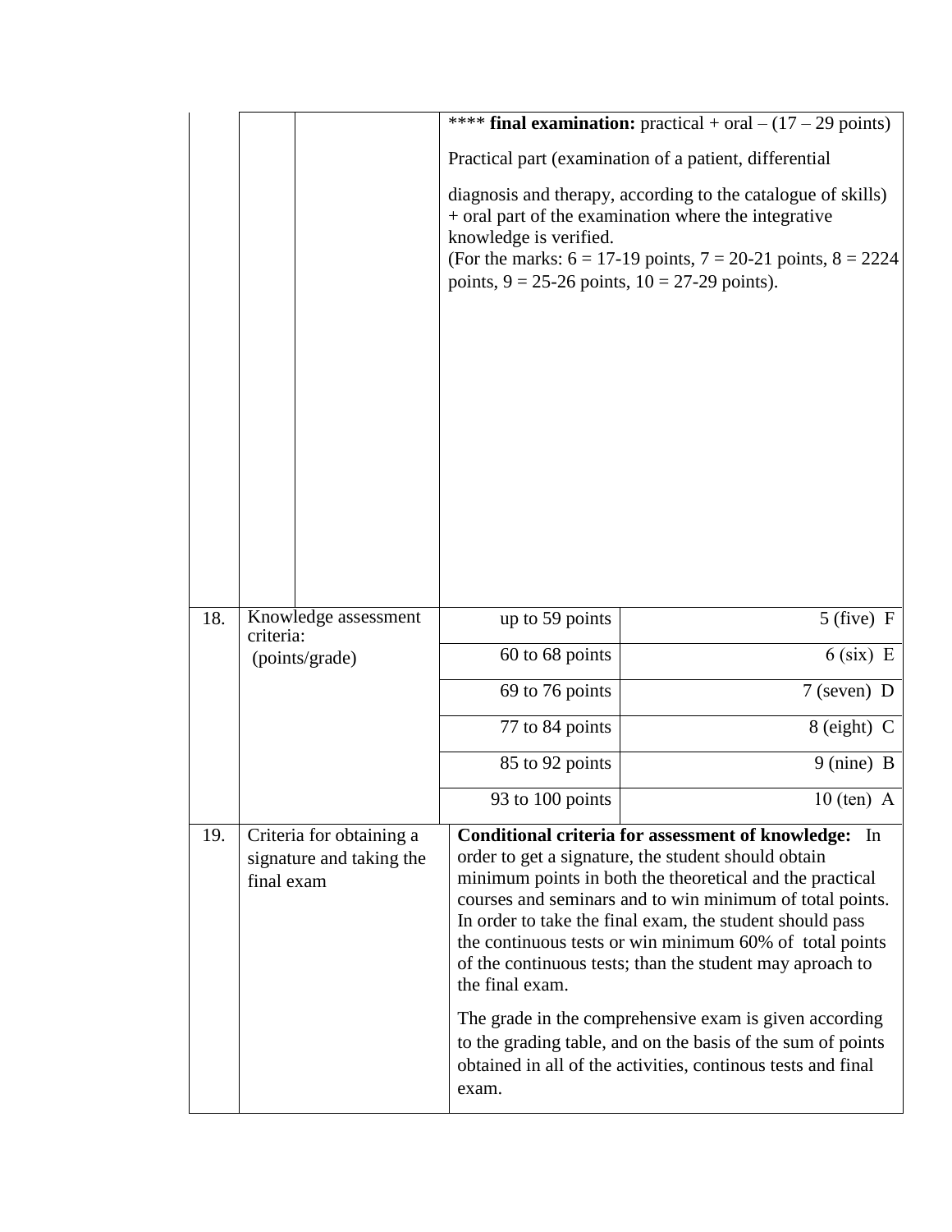| | | | | |
|---|---|---|---|---|
| | | | **** **final examination:** practical + oral – (17 – 29 points)<br><br>Practical part (examination of a patient, differential<br><br>diagnosis and therapy, according to the catalogue of skills) + oral part of the examination where the integrative knowledge is verified.<br>(For the marks: 6 = 17-19 points, 7 = 20-21 points, 8 = 2224 points, 9 = 25-26 points, 10 = 27-29 points). | |
| 18. | Knowledge assessment criteria:<br>(points/grade) | | up to 59 points | 5 (five) F |
| | | | 60 to 68 points | 6 (six) E |
| | | | 69 to 76 points | 7 (seven) D |
| | | | 77 to 84 points | 8 (eight) C |
| | | | 85 to 92 points | 9 (nine) B |
| | | | 93 to 100 points | 10 (ten) A |
| 19. | Criteria for obtaining a signature and taking the final exam | | **Conditional criteria for assessment of knowledge:** In order to get a signature, the student should obtain minimum points in both the theoretical and the practical courses and seminars and to win minimum of total points. In order to take the final exam, the student should pass the continuous tests or win minimum 60% of total points of the continuous tests; than the student may aproach to the final exam.<br><br>The grade in the comprehensive exam is given according to the grading table, and on the basis of the sum of points obtained in all of the activities, continous tests and final exam. | |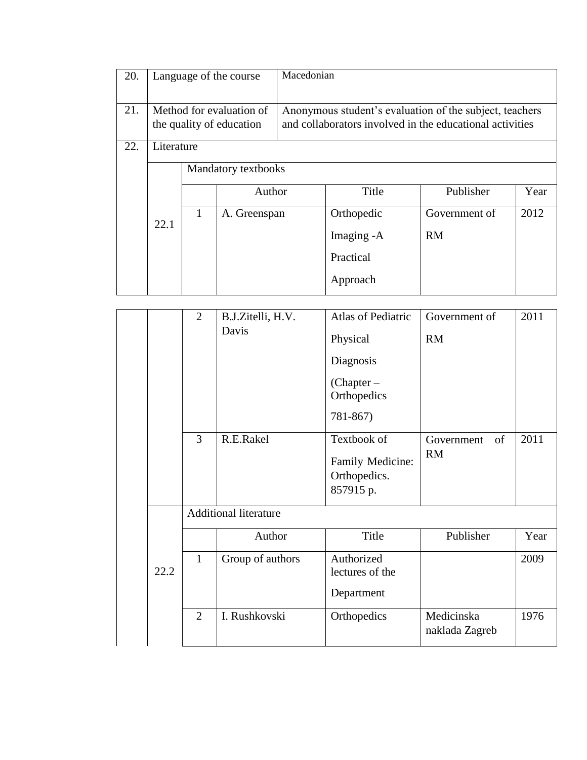| | | | | |
|---|---|---|---|---|
| 20. | Language of the course | Macedonian | | |
| 21. | Method for evaluation of the quality of education | Anonymous student's evaluation of the subject, teachers and collaborators involved in the educational activities | | |
| 22. | Literature | | | |

| | | Author | Title | Publisher | Year |
|---|---|---|---|---|---|
| 22.1 | Mandatory textbooks | | | | |
| | 1 | A. Greenspan | Orthopedic Imaging -A Practical Approach | Government of RM | 2012 |
| | 2 | B.J.Zitelli, H.V. Davis | Atlas of Pediatric Physical Diagnosis (Chapter – Orthopedics 781-867) | Government of RM | 2011 |
| | 3 | R.E.Rakel | Textbook of Family Medicine: Orthopedics. 857915 p. | Government of RM | 2011 |
| 22.2 | Additional literature | | | | |
| | 1 | Group of authors | Authorized lectures of the Department | | 2009 |
| | 2 | I. Rushkovski | Orthopedics | Medicinska naklada Zagreb | 1976 |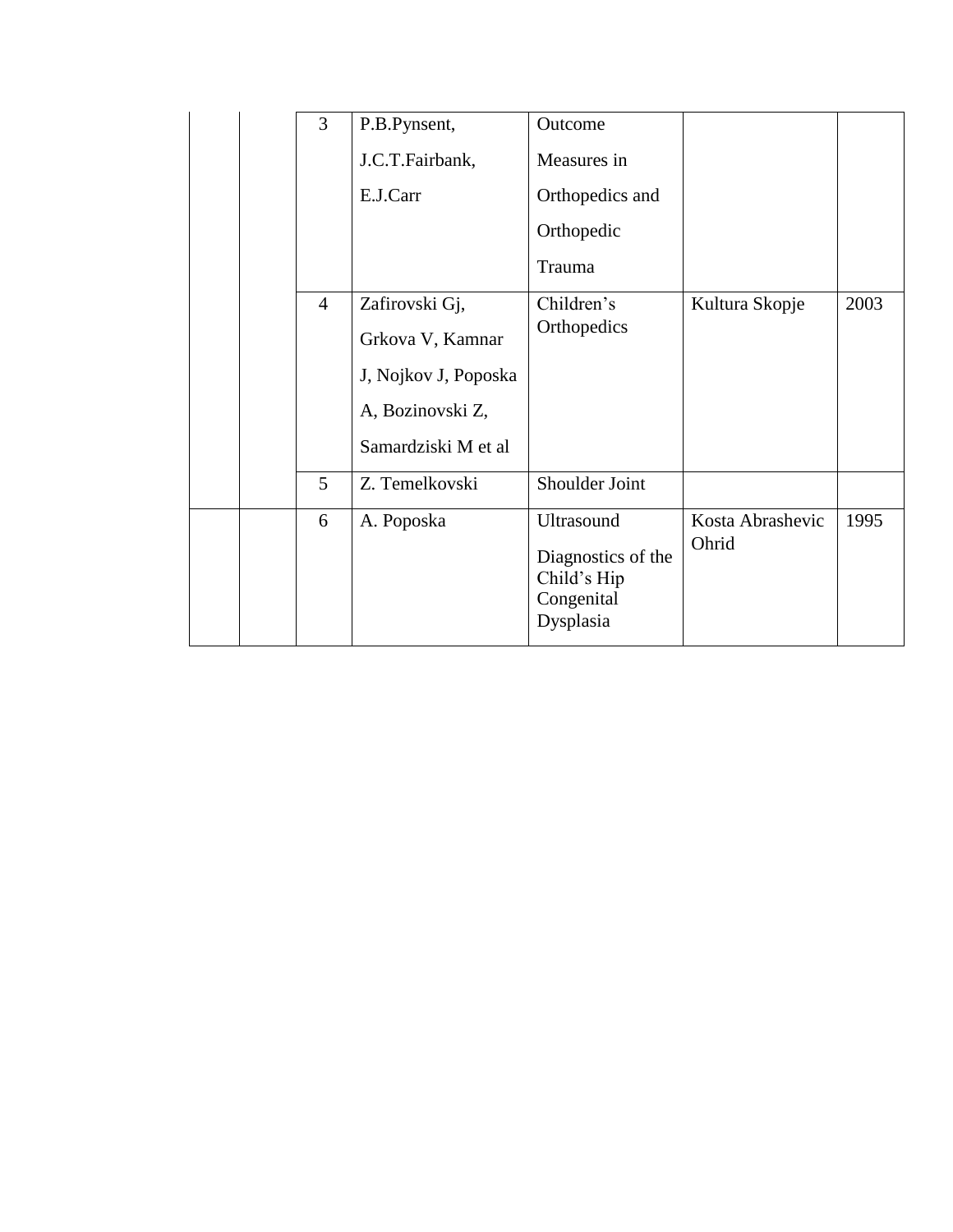| | | | | | | |
|---|---|---|---|---|---|---|
| | | 3 | P.B.Pynsent, J.C.T.Fairbank, E.J.Carr | Outcome Measures in Orthopedics and Orthopedic Trauma | | |
| | | 4 | Zafirovski Gj, Grkova V, Kamnar J, Nojkov J, Poposka A, Bozinovski Z, Samardziski M et al | Children's Orthopedics | Kultura Skopje | 2003 |
| | | 5 | Z. Temelkovski | Shoulder Joint | | |
| | | 6 | A. Poposka | Ultrasound Diagnostics of the Child's Hip Congenital Dysplasia | Kosta Abrashevic Ohrid | 1995 |